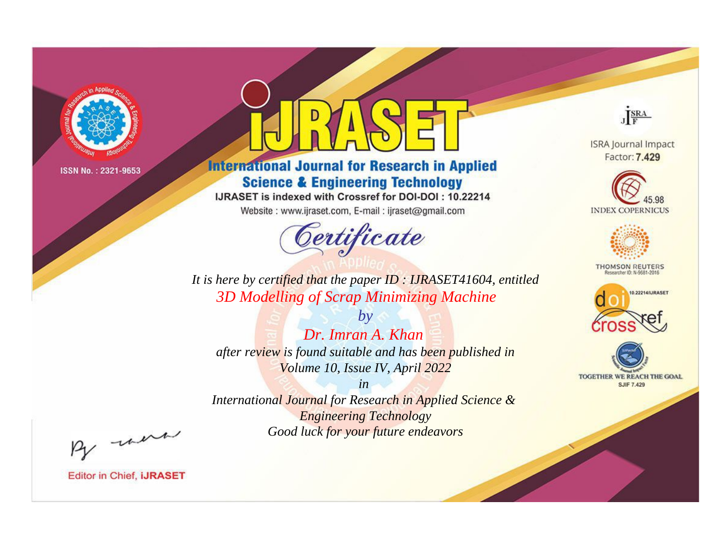ISSN No. : 2321-9653

# iJRASET

## International Journal for Research in Applied Science & Engineering Technology

IJRASET is indexed with Crossref for DOI-DOI : 10.22214

Website : www.ijraset.com, E-mail : ijraset@gmail.com

ISRA Journal Impact Factor: **7.429**

45.98 INDEX COPERNICUS

THOMSON REUTERS Researcher ID: N-9681-2016

10.22214/IJRASET

TOGETHER WE REACH THE GOAL SJIF 7.429

# *Certificate*

*It is here by certified that the paper ID : IJRASET41604, entitled*

*3D Modelling of Scrap Minimizing Machine*

*by*

*Dr. Imran A. Khan*

*after review is found suitable and has been published in*

*Volume 10, Issue IV, April 2022*

*in*

*International Journal for Research in Applied Science & Engineering Technology*

*Good luck for your future endeavors*

Editor in Chief, **iJRASET**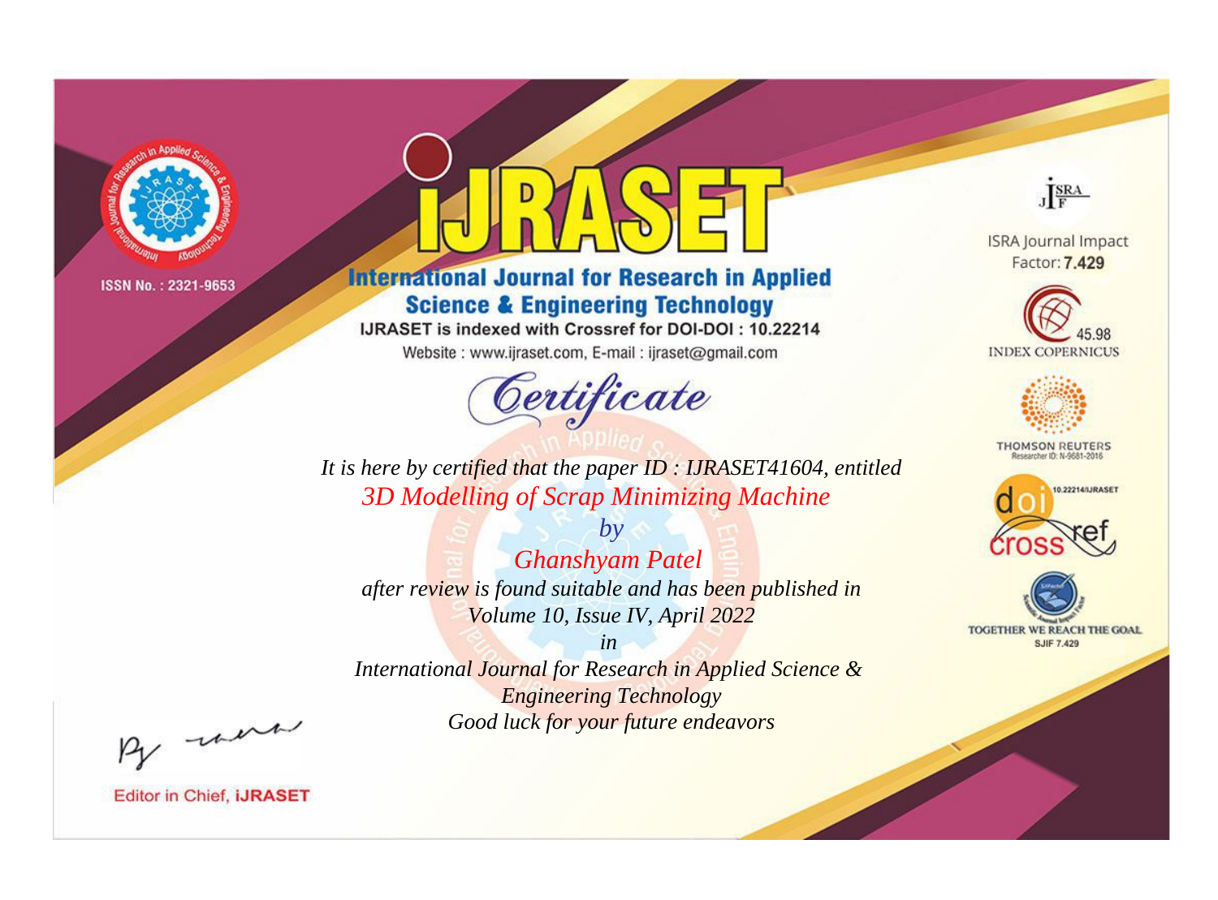ISSN No. : 2321-9653

# iJRASET

## International Journal for Research in Applied Science & Engineering Technology

IJRASET is indexed with Crossref for DOI-DOI : 10.22214

Website : www.ijraset.com, E-mail : ijraset@gmail.com

ISRA Journal Impact Factor: **7.429**

45.98 INDEX COPERNICUS

THOMSON REUTERS Researcher ID: N-9681-2016

10.22214/IJRASET

TOGETHER WE REACH THE GOAL SJIF 7.429

## *Certificate*

*It is here by certified that the paper ID : IJRASET41604, entitled*

*3D Modelling of Scrap Minimizing Machine*

*by*

*Ghanshyam Patel*

*after review is found suitable and has been published in*

*Volume 10, Issue IV, April 2022*

*in*

*International Journal for Research in Applied Science & Engineering Technology*

*Good luck for your future endeavors*

Editor in Chief, **iJRASET**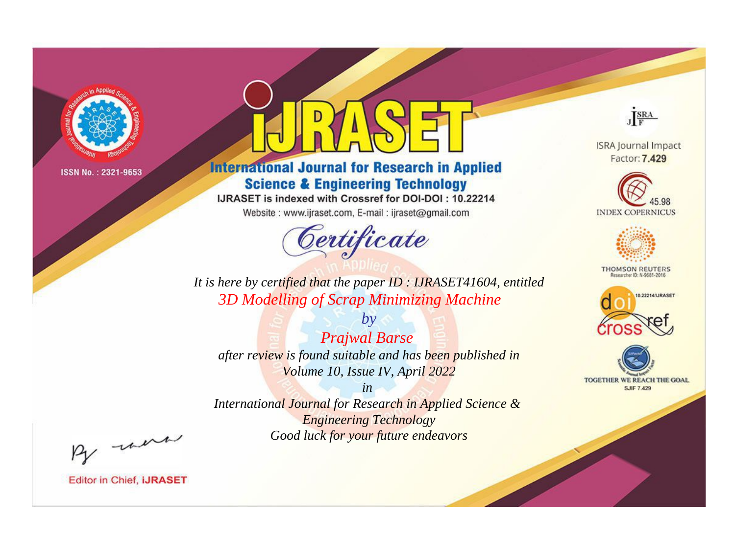ISSN No. : 2321-9653

# iJRASET

## International Journal for Research in Applied Science & Engineering Technology

IJRASET is indexed with Crossref for DOI-DOI : 10.22214

Website : www.ijraset.com, E-mail : ijraset@gmail.com

ISRA Journal Impact Factor: **7.429**

45.98 INDEX COPERNICUS

THOMSON REUTERS Researcher ID: N-9681-2016

10.22214/IJRASET

TOGETHER WE REACH THE GOAL SJIF 7.429

# *Certificate*

*It is here by certified that the paper ID : IJRASET41604, entitled*

*3D Modelling of Scrap Minimizing Machine*

*by*

*Prajwal Barse*

*after review is found suitable and has been published in*

*Volume 10, Issue IV, April 2022*

*in*

*International Journal for Research in Applied Science & Engineering Technology*

*Good luck for your future endeavors*

Editor in Chief, **iJRASET**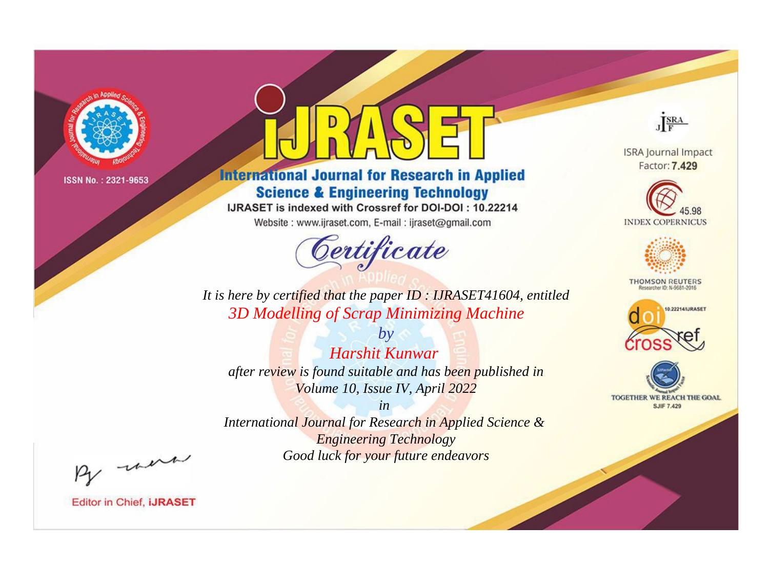ISSN No. : 2321-9653

# iJRASET

## International Journal for Research in Applied Science & Engineering Technology

IJRASET is indexed with Crossref for DOI-DOI : 10.22214

Website : www.ijraset.com, E-mail : ijraset@gmail.com

# Certificate

*It is here by certified that the paper ID : IJRASET41604, entitled*

*3D Modelling of Scrap Minimizing Machine*

*by*

*Harshit Kunwar*

*after review is found suitable and has been published in*

*Volume 10, Issue IV, April 2022*

*in*

*International Journal for Research in Applied Science & Engineering Technology*

*Good luck for your future endeavors*

ISRA Journal Impact Factor: **7.429**

45.98 INDEX COPERNICUS

THOMSON REUTERS Researcher ID: N-9681-2016

10.22214/IJRASET

TOGETHER WE REACH THE GOAL SJIF 7.429

Editor in Chief, **iJRASET**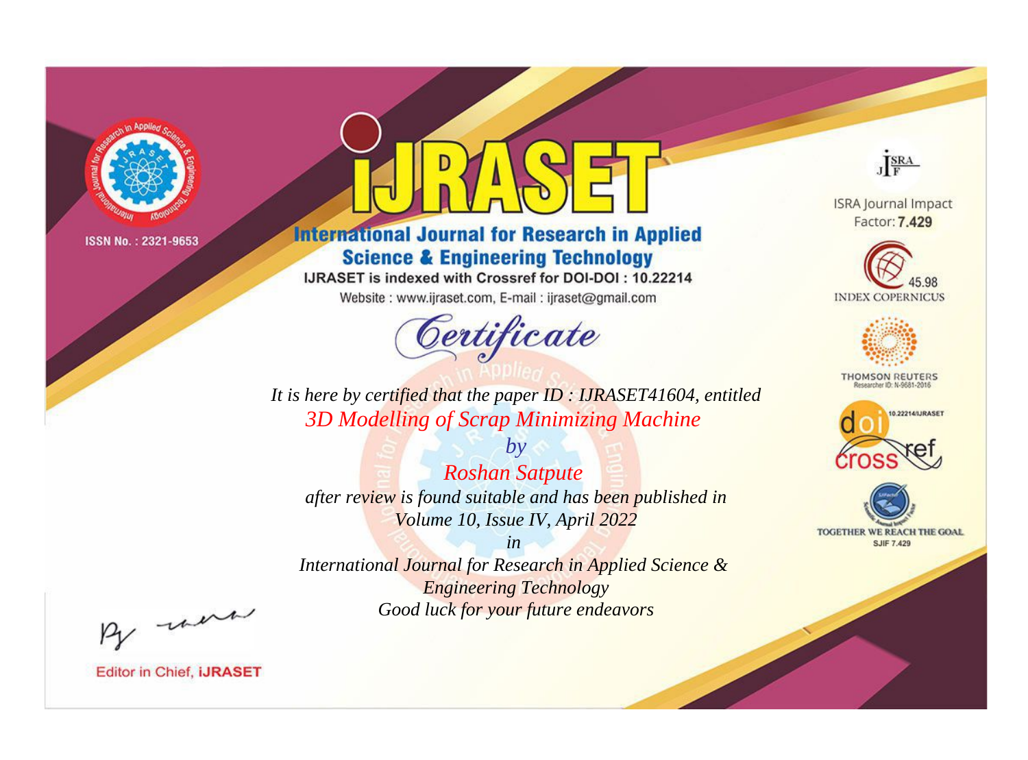ISSN No. : 2321-9653

# iJRASET

## International Journal for Research in Applied Science & Engineering Technology

IJRASET is indexed with Crossref for DOI-DOI : 10.22214

Website : www.ijraset.com, E-mail : ijraset@gmail.com

ISRA Journal Impact Factor: **7.429**

45.98 INDEX COPERNICUS

THOMSON REUTERS Researcher ID: N-9681-2016

10.22214/IJRASET

TOGETHER WE REACH THE GOAL SJIF 7.429

*Certificate*

*It is here by certified that the paper ID : IJRASET41604, entitled*

*3D Modelling of Scrap Minimizing Machine*

*by*

*Roshan Satpute*

*after review is found suitable and has been published in*

*Volume 10, Issue IV, April 2022*

*in*

*International Journal for Research in Applied Science & Engineering Technology*

*Good luck for your future endeavors*

Editor in Chief, iJRASET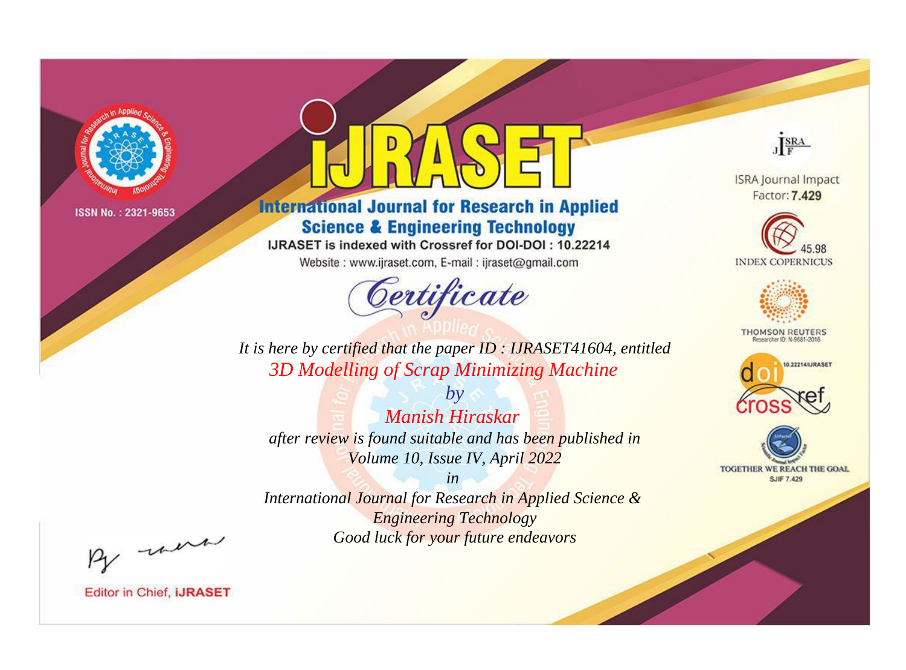ISSN No. : 2321-9653

# IJRASET

## International Journal for Research in Applied Science & Engineering Technology

IJRASET is indexed with Crossref for DOI-DOI : 10.22214

Website : www.ijraset.com, E-mail : ijraset@gmail.com

# Certificate

*It is here by certified that the paper ID : IJRASET41604, entitled*

*3D Modelling of Scrap Minimizing Machine*

*by*

*Manish Hiraskar*

*after review is found suitable and has been published in*

*Volume 10, Issue IV, April 2022*

*in*

*International Journal for Research in Applied Science & Engineering Technology*

*Good luck for your future endeavors*

ISRA Journal Impact Factor: **7.429**

45.98 INDEX COPERNICUS

THOMSON REUTERS Researcher ID: N-9681-2016

10.22214/IJRASET

TOGETHER WE REACH THE GOAL SJIF 7.429

Editor in Chief, **iJRASET**